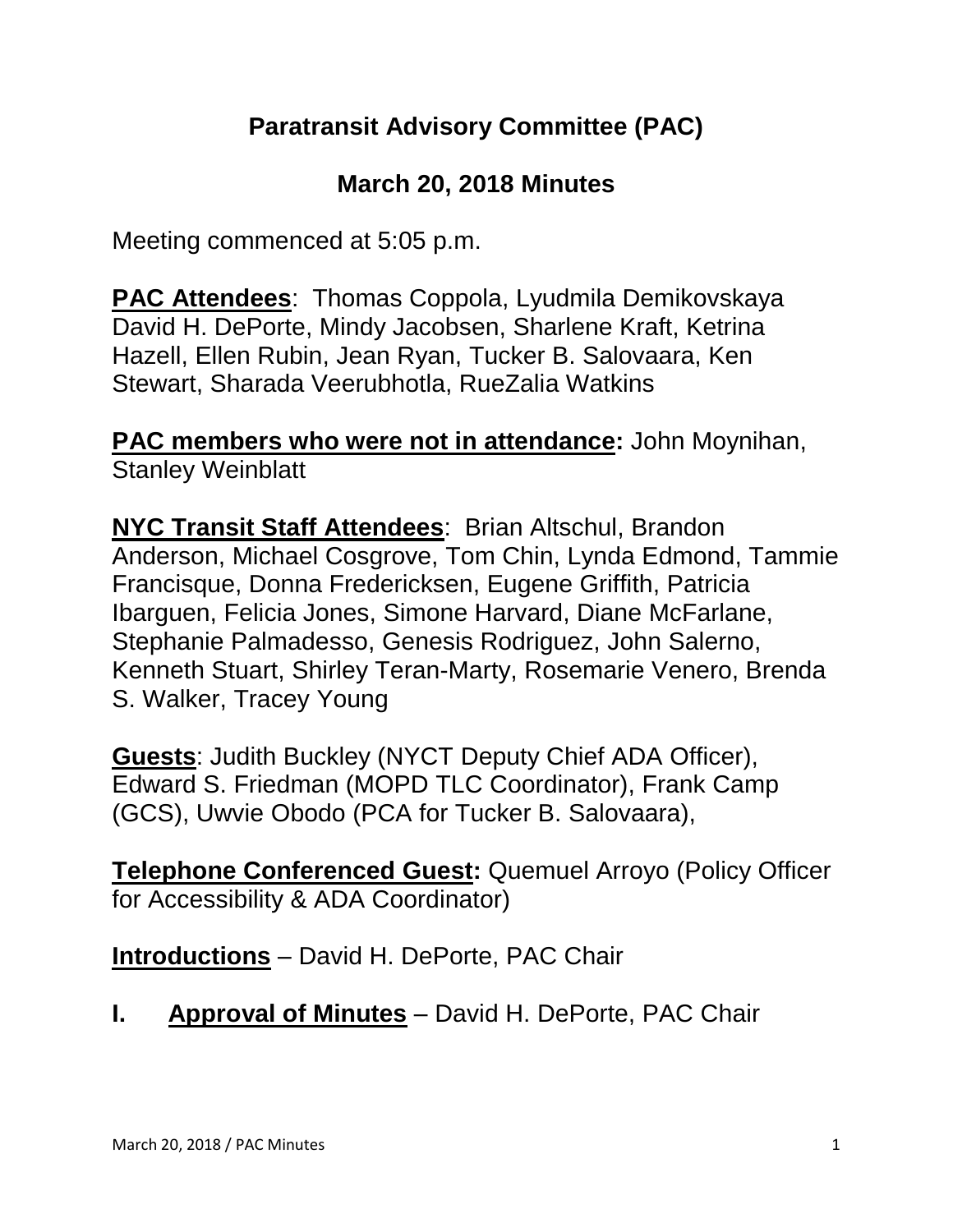# Paratransit Advisory Committee (PAC)

## March 20, 2018 Minutes

Meeting commenced at 5:05 p.m.

**PAC Attendees**: Thomas Coppola, Lyudmila Demikovskaya David H. DePorte, Mindy Jacobsen, Sharlene Kraft, Ketrina Hazell, Ellen Rubin, Jean Ryan, Tucker B. Salovaara, Ken Stewart, Sharada Veerubhotla, RueZalia Watkins

**PAC members who were not in attendance:** John Moynihan, Stanley Weinblatt

**NYC Transit Staff Attendees**: Brian Altschul, Brandon Anderson, Michael Cosgrove, Tom Chin, Lynda Edmond, Tammie Francisque, Donna Fredericksen, Eugene Griffith, Patricia Ibarguen, Felicia Jones, Simone Harvard, Diane McFarlane, Stephanie Palmadesso, Genesis Rodriguez, John Salerno, Kenneth Stuart, Shirley Teran-Marty, Rosemarie Venero, Brenda S. Walker, Tracey Young

**Guests**: Judith Buckley (NYCT Deputy Chief ADA Officer), Edward S. Friedman (MOPD TLC Coordinator), Frank Camp (GCS), Uwvie Obodo (PCA for Tucker B. Salovaara),

**Telephone Conferenced Guest:** Quemuel Arroyo (Policy Officer for Accessibility & ADA Coordinator)

**Introductions** – David H. DePorte, PAC Chair

**I. Approval of Minutes** – David H. DePorte, PAC Chair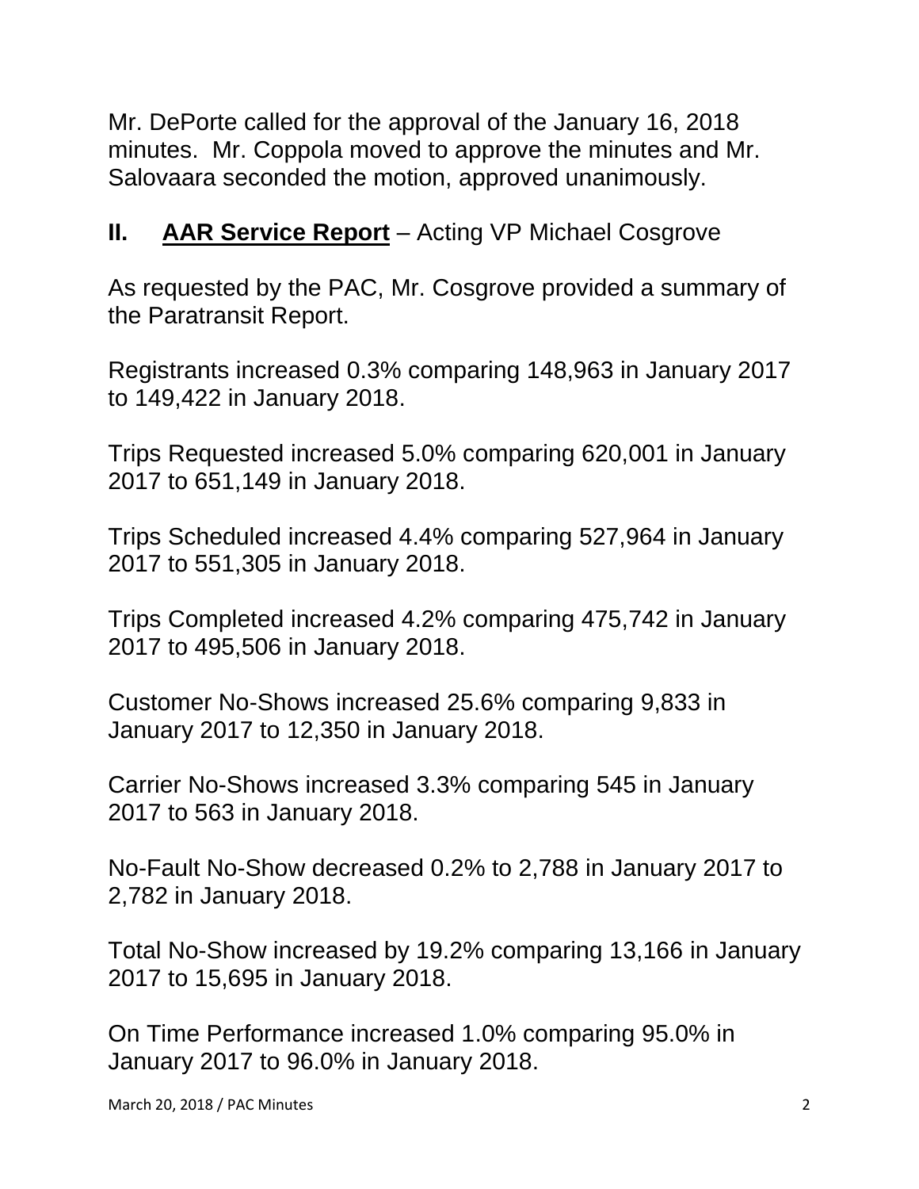Mr. DePorte called for the approval of the January 16, 2018 minutes. Mr. Coppola moved to approve the minutes and Mr. Salovaara seconded the motion, approved unanimously.

## II. **<u>AAR Service Report</u>** – Acting VP Michael Cosgrove

As requested by the PAC, Mr. Cosgrove provided a summary of the Paratransit Report.

Registrants increased 0.3% comparing 148,963 in January 2017 to 149,422 in January 2018.

Trips Requested increased 5.0% comparing 620,001 in January 2017 to 651,149 in January 2018.

Trips Scheduled increased 4.4% comparing 527,964 in January 2017 to 551,305 in January 2018.

Trips Completed increased 4.2% comparing 475,742 in January 2017 to 495,506 in January 2018.

Customer No-Shows increased 25.6% comparing 9,833 in January 2017 to 12,350 in January 2018.

Carrier No-Shows increased 3.3% comparing 545 in January 2017 to 563 in January 2018.

No-Fault No-Show decreased 0.2% to 2,788 in January 2017 to 2,782 in January 2018.

Total No-Show increased by 19.2% comparing 13,166 in January 2017 to 15,695 in January 2018.

On Time Performance increased 1.0% comparing 95.0% in January 2017 to 96.0% in January 2018.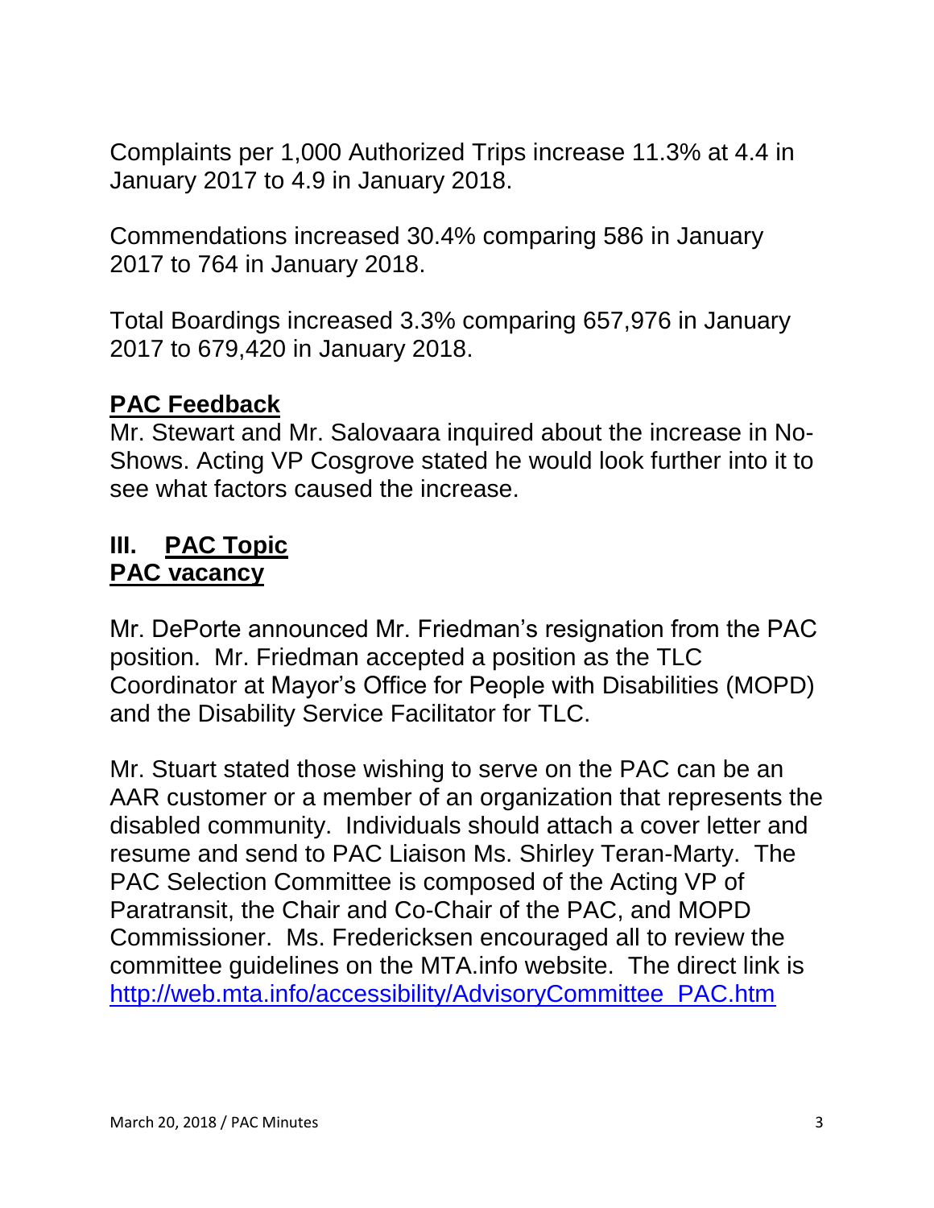Complaints per 1,000 Authorized Trips increase 11.3% at 4.4 in January 2017 to 4.9 in January 2018.

Commendations increased 30.4% comparing 586 in January 2017 to 764 in January 2018.

Total Boardings increased 3.3% comparing 657,976 in January 2017 to 679,420 in January 2018.

**PAC Feedback**

Mr. Stewart and Mr. Salovaara inquired about the increase in No-Shows. Acting VP Cosgrove stated he would look further into it to see what factors caused the increase.

## III. PAC Topic

**PAC vacancy**

Mr. DePorte announced Mr. Friedman's resignation from the PAC position. Mr. Friedman accepted a position as the TLC Coordinator at Mayor's Office for People with Disabilities (MOPD) and the Disability Service Facilitator for TLC.

Mr. Stuart stated those wishing to serve on the PAC can be an AAR customer or a member of an organization that represents the disabled community. Individuals should attach a cover letter and resume and send to PAC Liaison Ms. Shirley Teran-Marty. The PAC Selection Committee is composed of the Acting VP of Paratransit, the Chair and Co-Chair of the PAC, and MOPD Commissioner. Ms. Fredericksen encouraged all to review the committee guidelines on the MTA.info website. The direct link is http://web.mta.info/accessibility/AdvisoryCommittee_PAC.htm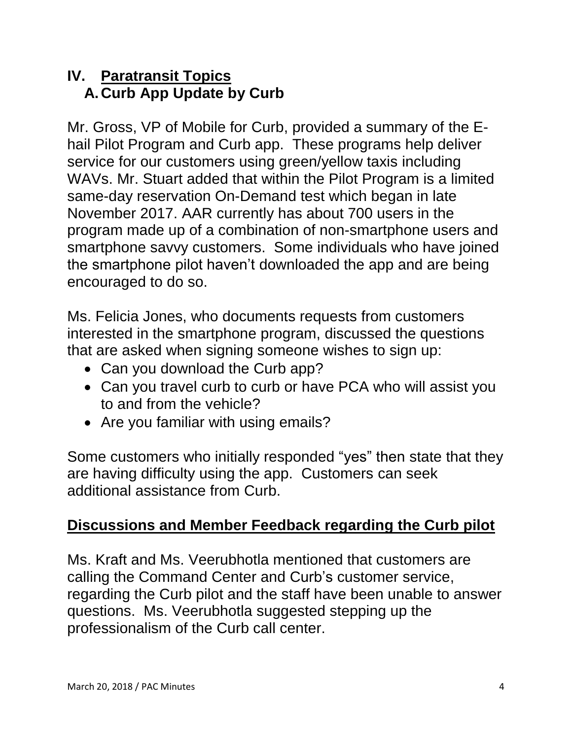## IV. Paratransit Topics

### A. Curb App Update by Curb

Mr. Gross, VP of Mobile for Curb, provided a summary of the E-hail Pilot Program and Curb app. These programs help deliver service for our customers using green/yellow taxis including WAVs. Mr. Stuart added that within the Pilot Program is a limited same-day reservation On-Demand test which began in late November 2017. AAR currently has about 700 users in the program made up of a combination of non-smartphone users and smartphone savvy customers. Some individuals who have joined the smartphone pilot haven't downloaded the app and are being encouraged to do so.

Ms. Felicia Jones, who documents requests from customers interested in the smartphone program, discussed the questions that are asked when signing someone wishes to sign up:

- Can you download the Curb app?
- Can you travel curb to curb or have PCA who will assist you to and from the vehicle?
- Are you familiar with using emails?

Some customers who initially responded "yes" then state that they are having difficulty using the app. Customers can seek additional assistance from Curb.

**Discussions and Member Feedback regarding the Curb pilot**

Ms. Kraft and Ms. Veerubhotla mentioned that customers are calling the Command Center and Curb's customer service, regarding the Curb pilot and the staff have been unable to answer questions. Ms. Veerubhotla suggested stepping up the professionalism of the Curb call center.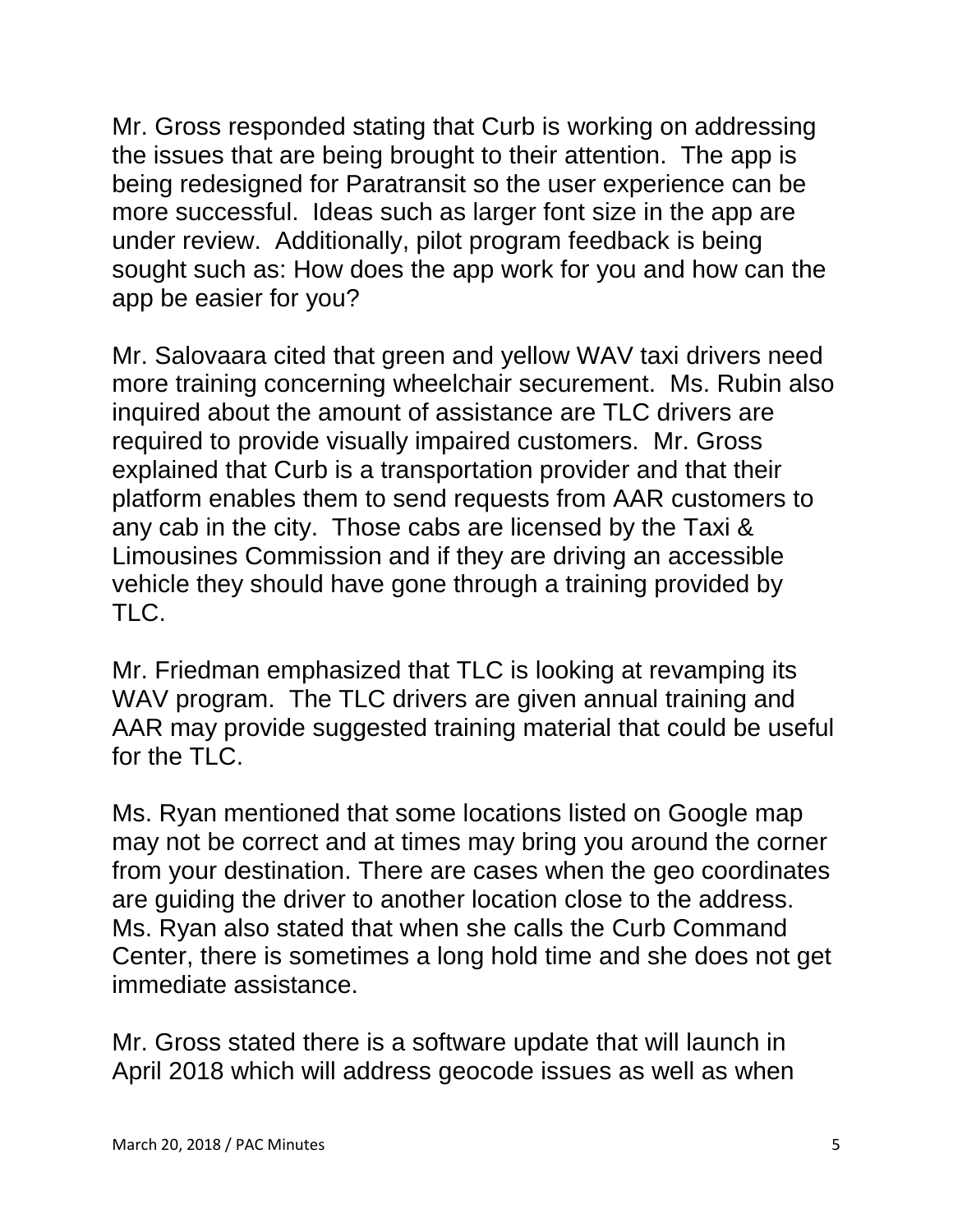Mr. Gross responded stating that Curb is working on addressing the issues that are being brought to their attention. The app is being redesigned for Paratransit so the user experience can be more successful. Ideas such as larger font size in the app are under review. Additionally, pilot program feedback is being sought such as: How does the app work for you and how can the app be easier for you?

Mr. Salovaara cited that green and yellow WAV taxi drivers need more training concerning wheelchair securement. Ms. Rubin also inquired about the amount of assistance are TLC drivers are required to provide visually impaired customers. Mr. Gross explained that Curb is a transportation provider and that their platform enables them to send requests from AAR customers to any cab in the city. Those cabs are licensed by the Taxi & Limousines Commission and if they are driving an accessible vehicle they should have gone through a training provided by TLC.

Mr. Friedman emphasized that TLC is looking at revamping its WAV program. The TLC drivers are given annual training and AAR may provide suggested training material that could be useful for the TLC.

Ms. Ryan mentioned that some locations listed on Google map may not be correct and at times may bring you around the corner from your destination. There are cases when the geo coordinates are guiding the driver to another location close to the address. Ms. Ryan also stated that when she calls the Curb Command Center, there is sometimes a long hold time and she does not get immediate assistance.

Mr. Gross stated there is a software update that will launch in April 2018 which will address geocode issues as well as when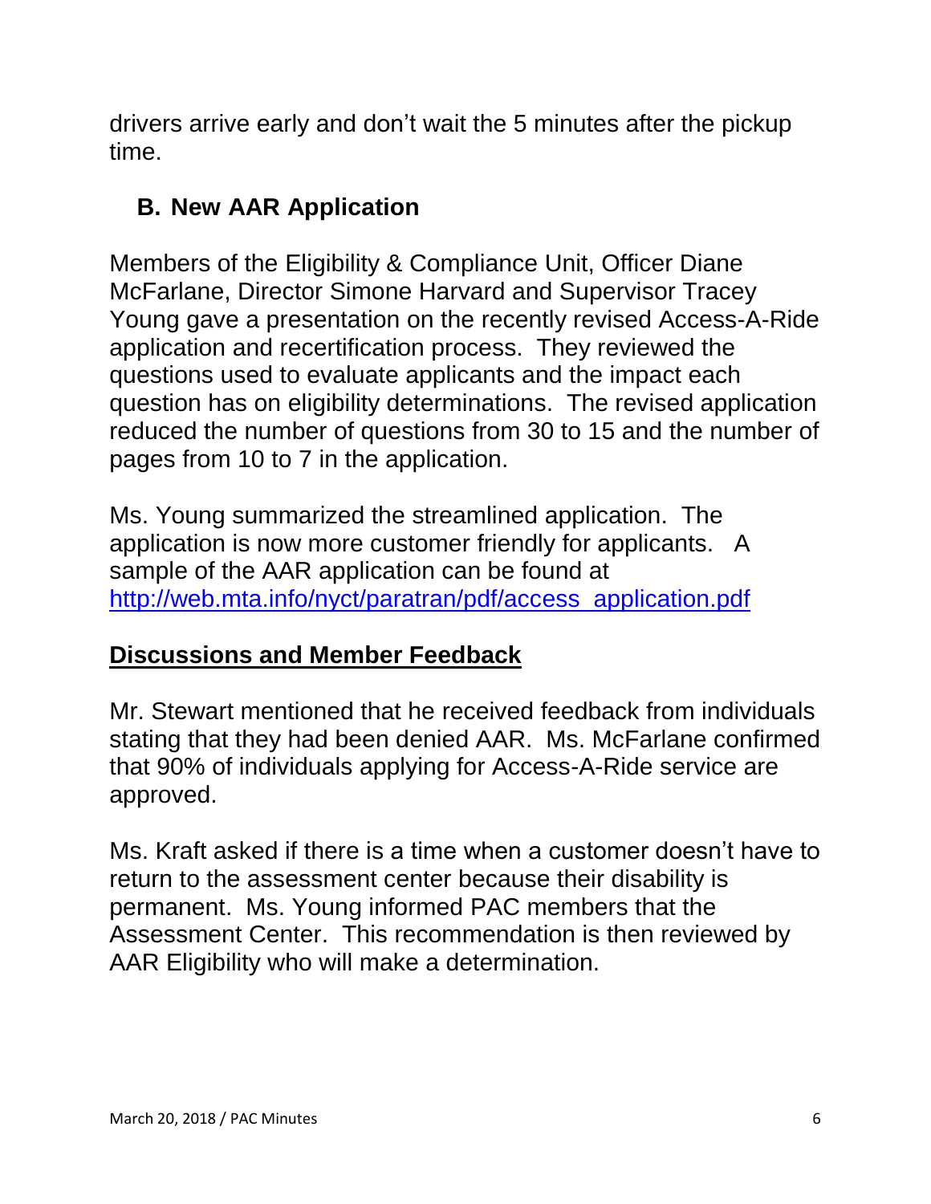drivers arrive early and don't wait the 5 minutes after the pickup time.

## B. New AAR Application

Members of the Eligibility & Compliance Unit, Officer Diane McFarlane, Director Simone Harvard and Supervisor Tracey Young gave a presentation on the recently revised Access-A-Ride application and recertification process. They reviewed the questions used to evaluate applicants and the impact each question has on eligibility determinations. The revised application reduced the number of questions from 30 to 15 and the number of pages from 10 to 7 in the application.

Ms. Young summarized the streamlined application. The application is now more customer friendly for applicants. A sample of the AAR application can be found at [http://web.mta.info/nyct/paratran/pdf/access_application.pdf](http://web.mta.info/nyct/paratran/pdf/access_application.pdf)

## Discussions and Member Feedback

Mr. Stewart mentioned that he received feedback from individuals stating that they had been denied AAR. Ms. McFarlane confirmed that 90% of individuals applying for Access-A-Ride service are approved.

Ms. Kraft asked if there is a time when a customer doesn't have to return to the assessment center because their disability is permanent. Ms. Young informed PAC members that the Assessment Center. This recommendation is then reviewed by AAR Eligibility who will make a determination.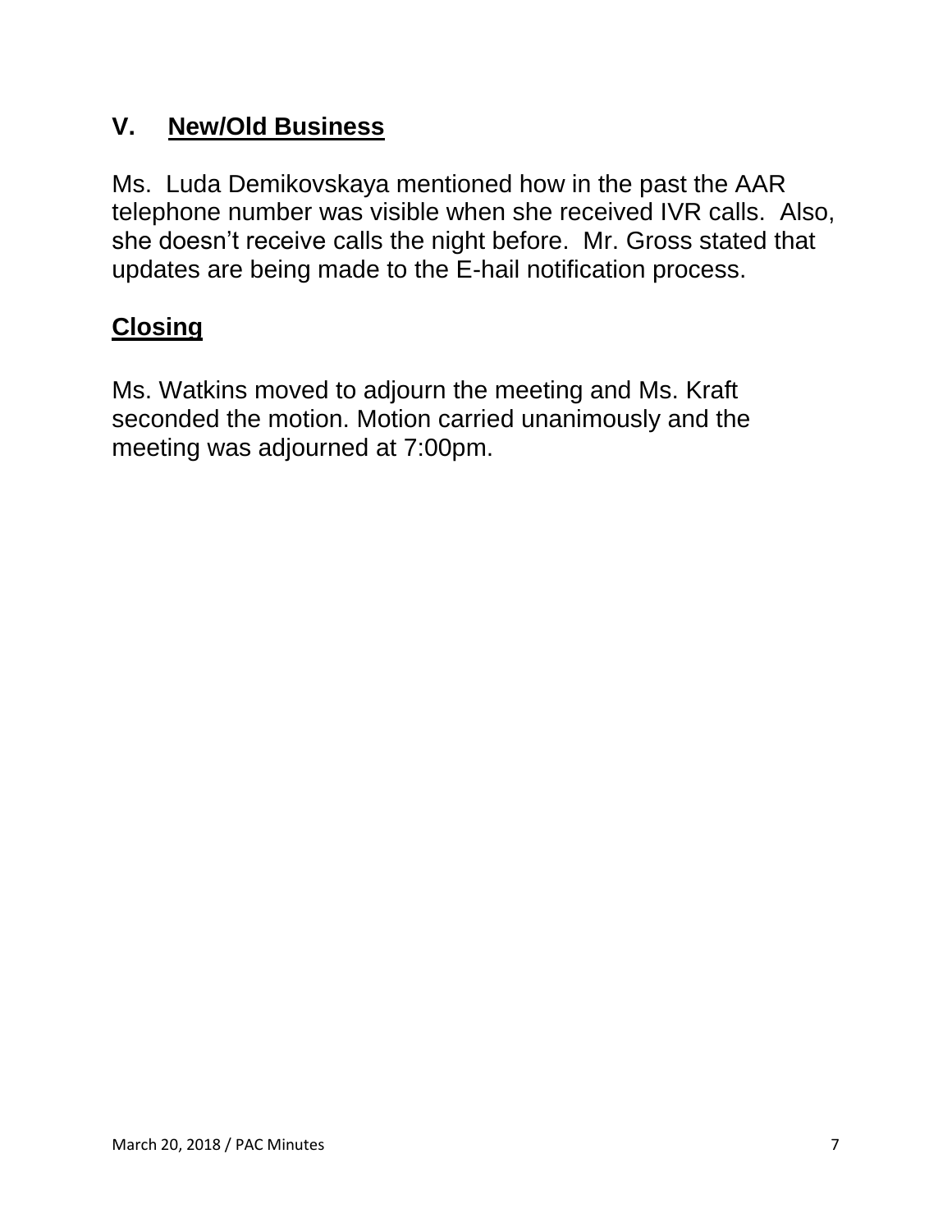## V. New/Old Business

Ms. Luda Demikovskaya mentioned how in the past the AAR telephone number was visible when she received IVR calls. Also, she doesn't receive calls the night before. Mr. Gross stated that updates are being made to the E-hail notification process.

## Closing

Ms. Watkins moved to adjourn the meeting and Ms. Kraft seconded the motion. Motion carried unanimously and the meeting was adjourned at 7:00pm.